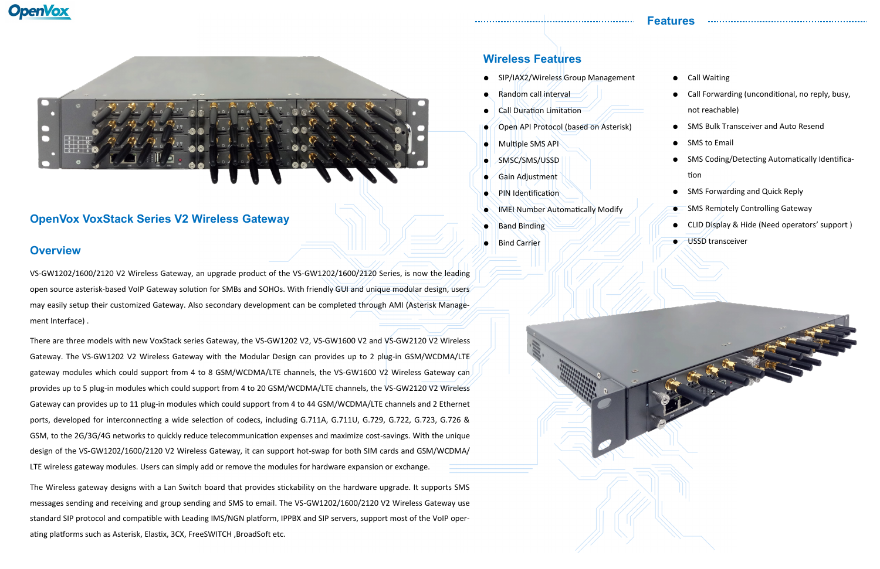# OpenVox VoxStack Series V2 Wireless Gateway

## Overview

VS-GW1202/1600/2120 V2 Wireless Gateway, an upgrade product of the VS-GW1202/1600/2120 Series, is now the leading open source asterisk-based VoIP Gateway solution for SMBs and SOHOs. With friendly GUI and unique modular design, users may easily setup their customized Gateway. Also secondary development can be completed through AMI (Asterisk Management Interface) .

There are three models with new VoxStack series Gateway, the VS-GW1202 V2, VS-GW1600 V2 and VS-GW2120 V2 Wireless Gateway. The VS-GW1202 V2 Wireless Gateway with the Modular Design can provides up to 2 plug-in GSM/WCDMA/LTE gateway modules which could support from 4 to 8 GSM/WCDMA/LTE channels, the VS-GW1600 V2 Wireless Gateway can provides up to 5 plug-in modules which could support from 4 to 20 GSM/WCDMA/LTE channels, the VS-GW2120 V2 Wireless Gateway can provides up to 11 plug-in modules which could support from 4 to 44 GSM/WCDMA/LTE channels and 2 Ethernet ports, developed for interconnecting a wide selection of codecs, including G.711A, G.711U, G.729, G.722, G.723, G.726 & GSM, to the 2G/3G/4G networks to quickly reduce telecommunication expenses and maximize cost-savings. With the unique design of the VS-GW1202/1600/2120 V2 Wireless Gateway, it can support hot-swap for both SIM cards and GSM/WCDMA/LTE wireless gateway modules. Users can simply add or remove the modules for hardware expansion or exchange.

The Wireless gateway designs with a Lan Switch board that provides stickability on the hardware upgrade. It supports SMS messages sending and receiving and group sending and SMS to email. The VS-GW1202/1600/2120 V2 Wireless Gateway use standard SIP protocol and compatible with Leading IMS/NGN platform, IPPBX and SIP servers, support most of the VoIP operating platforms such as Asterisk, Elastix, 3CX, FreeSWITCH ,BroadSoft etc.

## Features

### Wireless Features

- SIP/IAX2/Wireless Group Management
- Random call interval
- Call Duration Limitation
- Open API Protocol (based on Asterisk)
- Multiple SMS API
- SMSC/SMS/USSD
- Gain Adjustment
- PIN Identification
- IMEI Number Automatically Modify
- Band Binding
- Bind Carrier
- Call Waiting
- Call Forwarding (unconditional, no reply, busy, not reachable)
- SMS Bulk Transceiver and Auto Resend
- SMS to Email
- SMS Coding/Detecting Automatically Identification
- SMS Forwarding and Quick Reply
- SMS Remotely Controlling Gateway
- CLID Display & Hide (Need operators' support )
- USSD transceiver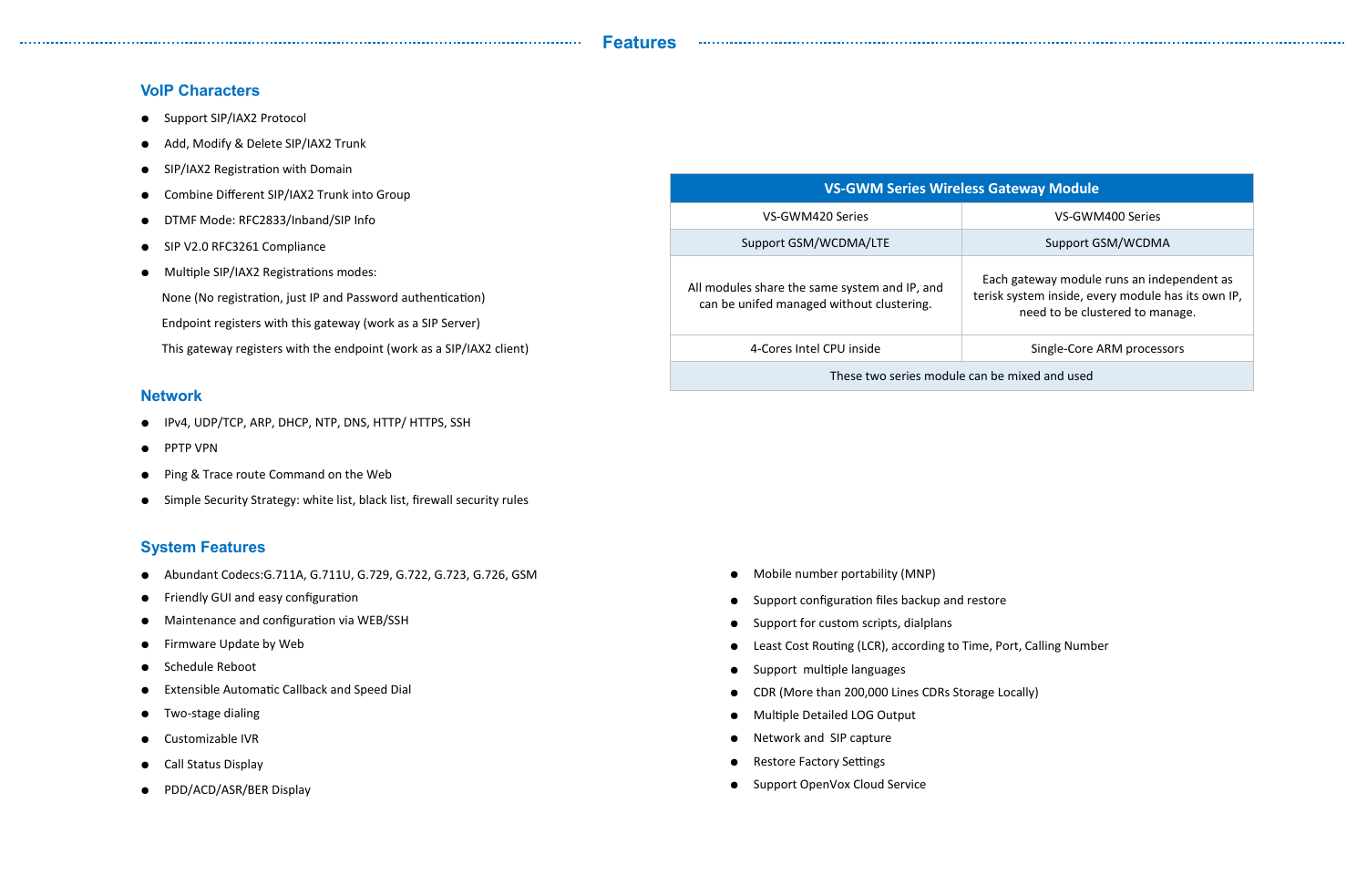# Features

## VoIP Characters

- Support SIP/IAX2 Protocol
- Add, Modify & Delete SIP/IAX2 Trunk
- SIP/IAX2 Registration with Domain
- Combine Different SIP/IAX2 Trunk into Group
- DTMF Mode: RFC2833/Inband/SIP Info
- SIP V2.0 RFC3261 Compliance
- Multiple SIP/IAX2 Registrations modes:

  None (No registration, just IP and Password authentication)

  Endpoint registers with this gateway (work as a SIP Server)

  This gateway registers with the endpoint (work as a SIP/IAX2 client)

| VS-GWM Series Wireless Gateway Module | |
|---|---|
| VS-GWM420 Series | VS-GWM400 Series |
| Support GSM/WCDMA/LTE | Support GSM/WCDMA |
| All modules share the same system and IP, and can be unifed managed without clustering. | Each gateway module runs an independent as terisk system inside, every module has its own IP, need to be clustered to manage. |
| 4-Cores Intel CPU inside | Single-Core ARM processors |
| These two series module can be mixed and used | |

## Network

- IPv4, UDP/TCP, ARP, DHCP, NTP, DNS, HTTP/ HTTPS, SSH
- PPTP VPN
- Ping & Trace route Command on the Web
- Simple Security Strategy: white list, black list, firewall security rules

## System Features

- Abundant Codecs:G.711A, G.711U, G.729, G.722, G.723, G.726, GSM
- Friendly GUI and easy configuration
- Maintenance and configuration via WEB/SSH
- Firmware Update by Web
- Schedule Reboot
- Extensible Automatic Callback and Speed Dial
- Two-stage dialing
- Customizable IVR
- Call Status Display
- PDD/ACD/ASR/BER Display
- Mobile number portability (MNP)
- Support configuration files backup and restore
- Support for custom scripts, dialplans
- Least Cost Routing (LCR), according to Time, Port, Calling Number
- Support multiple languages
- CDR (More than 200,000 Lines CDRs Storage Locally)
- Multiple Detailed LOG Output
- Network and SIP capture
- Restore Factory Settings
- Support OpenVox Cloud Service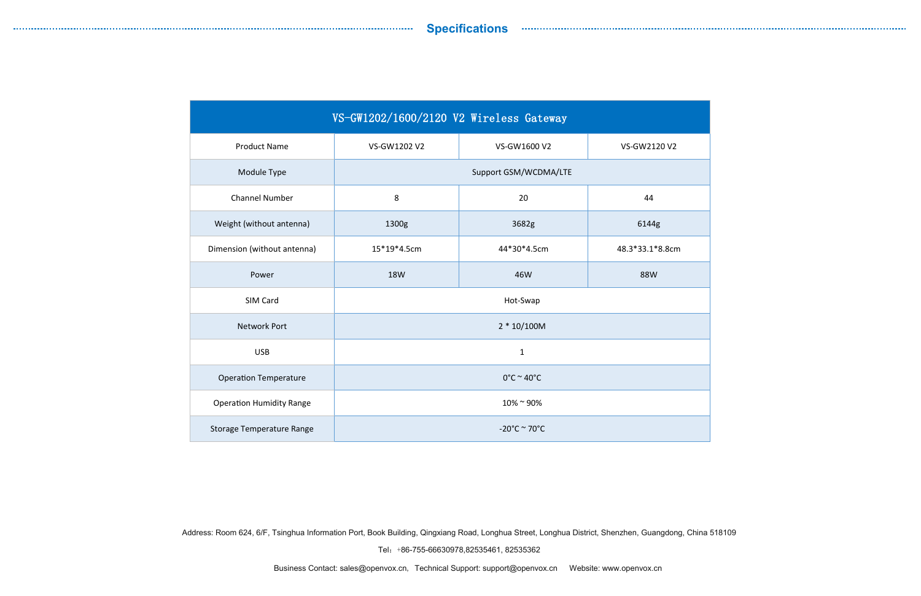## Specifications

| VS-GW1202/1600/2120 V2 Wireless Gateway | | | |
|---|---|---|---|
| Product Name | VS-GW1202 V2 | VS-GW1600 V2 | VS-GW2120 V2 |
| Module Type | Support GSM/WCDMA/LTE | | |
| Channel Number | 8 | 20 | 44 |
| Weight (without antenna) | 1300g | 3682g | 6144g |
| Dimension (without antenna) | 15*19*4.5cm | 44*30*4.5cm | 48.3*33.1*8.8cm |
| Power | 18W | 46W | 88W |
| SIM Card | Hot-Swap | | |
| Network Port | 2 * 10/100M | | |
| USB | 1 | | |
| Operation Temperature | 0°C ~ 40°C | | |
| Operation Humidity Range | 10% ~ 90% | | |
| Storage Temperature Range | -20°C ~ 70°C | | |

Address: Room 624, 6/F, Tsinghua Information Port, Book Building, Qingxiang Road, Longhua Street, Longhua District, Shenzhen, Guangdong, China 518109

Tel：+86-755-66630978,82535461, 82535362

Business Contact: sales@openvox.cn, Technical Support: support@openvox.cn Website: www.openvox.cn